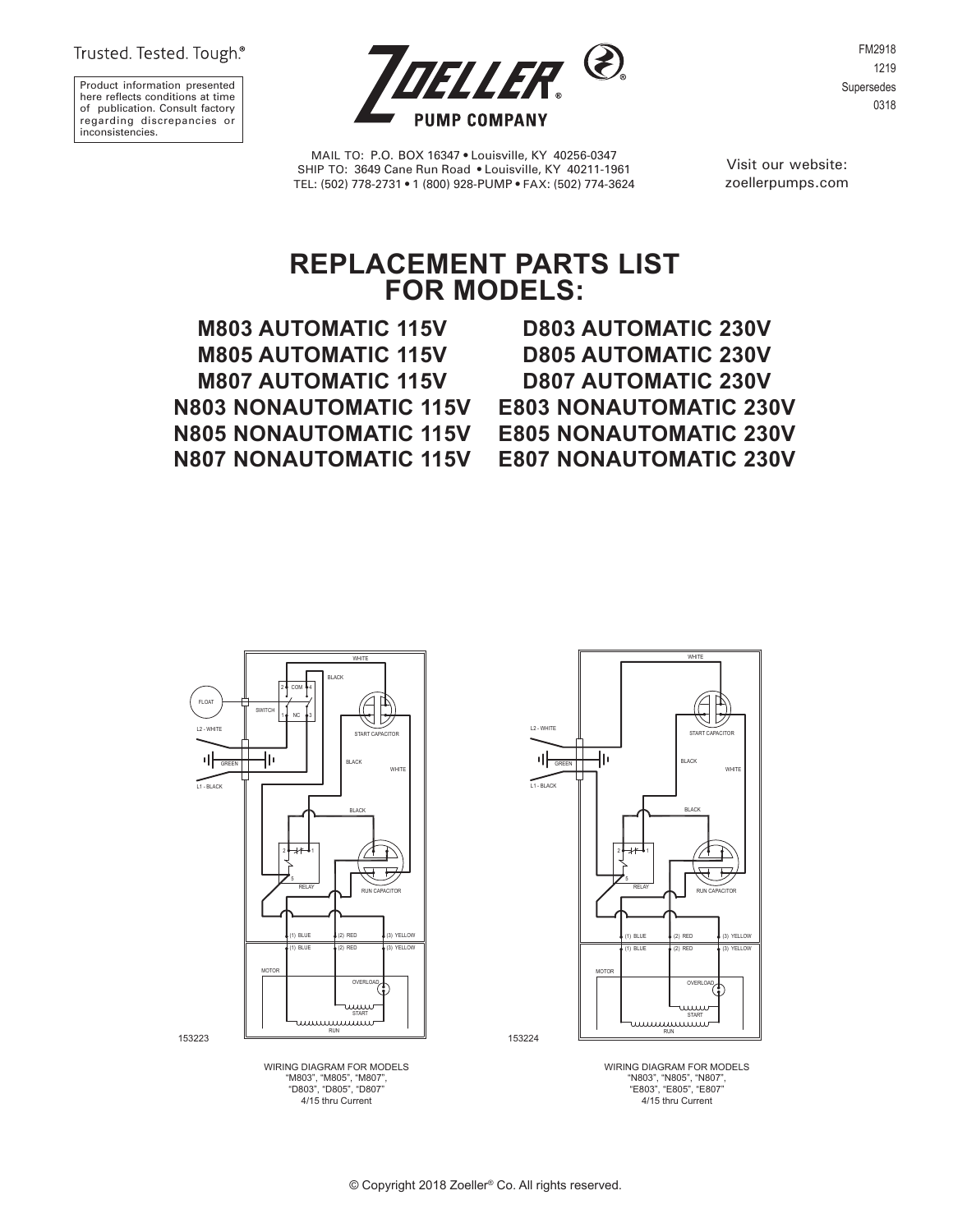Trusted. Tested. Tough.®

Product information presented here reflects conditions at time of publication. Consult factory regarding discrepancies or inconsistencies.

ZOELLER® PUMP COMPANY

FM2918
1219
Supersedes
0318

MAIL TO: P.O. BOX 16347 • Louisville, KY 40256-0347
SHIP TO: 3649 Cane Run Road • Louisville, KY 40211-1961
TEL: (502) 778-2731 • 1 (800) 928-PUMP • FAX: (502) 774-3624

Visit our website:
zoellerpumps.com

# REPLACEMENT PARTS LIST FOR MODELS:

**M803 AUTOMATIC 115V**
**M805 AUTOMATIC 115V**
**M807 AUTOMATIC 115V**
**N803 NONAUTOMATIC 115V**
**N805 NONAUTOMATIC 115V**
**N807 NONAUTOMATIC 115V**
**D803 AUTOMATIC 230V**
**D805 AUTOMATIC 230V**
**D807 AUTOMATIC 230V**
**E803 NONAUTOMATIC 230V**
**E805 NONAUTOMATIC 230V**
**E807 NONAUTOMATIC 230V**

153223

WIRING DIAGRAM FOR MODELS
"M803", "M805", "M807",
"D803", "D805", "D807"
4/15 thru Current

153224

WIRING DIAGRAM FOR MODELS
"N803", "N805", "N807",
"E803", "E805", "E807"
4/15 thru Current

© Copyright 2018 Zoeller® Co. All rights reserved.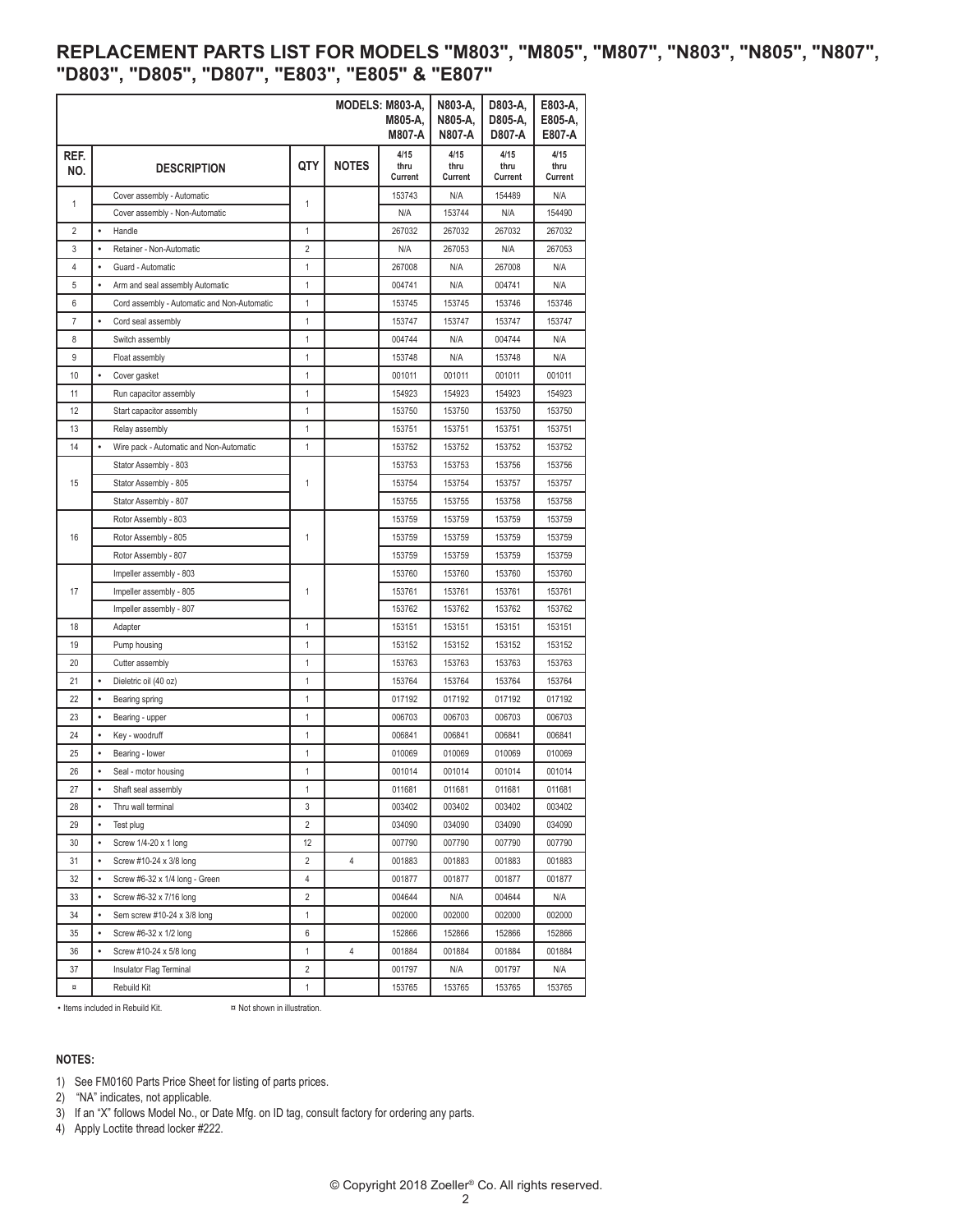## REPLACEMENT PARTS LIST FOR MODELS "M803", "M805", "M807", "N803", "N805", "N807", "D803", "D805", "D807", "E803", "E805" & "E807"

| | | | MODELS: | M803-A, M805-A, M807-A | N803-A, N805-A, N807-A | D803-A, D805-A, D807-A | E803-A, E805-A, E807-A |
|---|---|---|---|---|---|---|---|
| REF. NO. | DESCRIPTION | QTY | NOTES | 4/15 thru Current | 4/15 thru Current | 4/15 thru Current | 4/15 thru Current |
| 1 | Cover assembly - Automatic | 1 | | 153743 | N/A | 154489 | N/A |
| | Cover assembly - Non-Automatic | | | N/A | 153744 | N/A | 154490 |
| 2 | • Handle | 1 | | 267032 | 267032 | 267032 | 267032 |
| 3 | • Retainer - Non-Automatic | 2 | | N/A | 267053 | N/A | 267053 |
| 4 | • Guard - Automatic | 1 | | 267008 | N/A | 267008 | N/A |
| 5 | • Arm and seal assembly Automatic | 1 | | 004741 | N/A | 004741 | N/A |
| 6 | Cord assembly - Automatic and Non-Automatic | 1 | | 153745 | 153745 | 153746 | 153746 |
| 7 | • Cord seal assembly | 1 | | 153747 | 153747 | 153747 | 153747 |
| 8 | Switch assembly | 1 | | 004744 | N/A | 004744 | N/A |
| 9 | Float assembly | 1 | | 153748 | N/A | 153748 | N/A |
| 10 | • Cover gasket | 1 | | 001011 | 001011 | 001011 | 001011 |
| 11 | Run capacitor assembly | 1 | | 154923 | 154923 | 154923 | 154923 |
| 12 | Start capacitor assembly | 1 | | 153750 | 153750 | 153750 | 153750 |
| 13 | Relay assembly | 1 | | 153751 | 153751 | 153751 | 153751 |
| 14 | • Wire pack - Automatic and Non-Automatic | 1 | | 153752 | 153752 | 153752 | 153752 |
| 15 | Stator Assembly - 803 | 1 | | 153753 | 153753 | 153756 | 153756 |
| | Stator Assembly - 805 | | | 153754 | 153754 | 153757 | 153757 |
| | Stator Assembly - 807 | | | 153755 | 153755 | 153758 | 153758 |
| 16 | Rotor Assembly - 803 | 1 | | 153759 | 153759 | 153759 | 153759 |
| | Rotor Assembly - 805 | | | 153759 | 153759 | 153759 | 153759 |
| | Rotor Assembly - 807 | | | 153759 | 153759 | 153759 | 153759 |
| 17 | Impeller assembly - 803 | 1 | | 153760 | 153760 | 153760 | 153760 |
| | Impeller assembly - 805 | | | 153761 | 153761 | 153761 | 153761 |
| | Impeller assembly - 807 | | | 153762 | 153762 | 153762 | 153762 |
| 18 | Adapter | 1 | | 153151 | 153151 | 153151 | 153151 |
| 19 | Pump housing | 1 | | 153152 | 153152 | 153152 | 153152 |
| 20 | Cutter assembly | 1 | | 153763 | 153763 | 153763 | 153763 |
| 21 | • Dieletric oil (40 oz) | 1 | | 153764 | 153764 | 153764 | 153764 |
| 22 | • Bearing spring | 1 | | 017192 | 017192 | 017192 | 017192 |
| 23 | • Bearing - upper | 1 | | 006703 | 006703 | 006703 | 006703 |
| 24 | • Key - woodruff | 1 | | 006841 | 006841 | 006841 | 006841 |
| 25 | • Bearing - lower | 1 | | 010069 | 010069 | 010069 | 010069 |
| 26 | • Seal - motor housing | 1 | | 001014 | 001014 | 001014 | 001014 |
| 27 | • Shaft seal assembly | 1 | | 011681 | 011681 | 011681 | 011681 |
| 28 | • Thru wall terminal | 3 | | 003402 | 003402 | 003402 | 003402 |
| 29 | • Test plug | 2 | | 034090 | 034090 | 034090 | 034090 |
| 30 | • Screw 1/4-20 x 1 long | 12 | | 007790 | 007790 | 007790 | 007790 |
| 31 | • Screw #10-24 x 3/8 long | 2 | 4 | 001883 | 001883 | 001883 | 001883 |
| 32 | • Screw #6-32 x 1/4 long - Green | 4 | | 001877 | 001877 | 001877 | 001877 |
| 33 | • Screw #6-32 x 7/16 long | 2 | | 004644 | N/A | 004644 | N/A |
| 34 | • Sem screw #10-24 x 3/8 long | 1 | | 002000 | 002000 | 002000 | 002000 |
| 35 | • Screw #6-32 x 1/2 long | 6 | | 152866 | 152866 | 152866 | 152866 |
| 36 | • Screw #10-24 x 5/8 long | 1 | 4 | 001884 | 001884 | 001884 | 001884 |
| 37 | Insulator Flag Terminal | 2 | | 001797 | N/A | 001797 | N/A |
| ¤ | Rebuild Kit | 1 | | 153765 | 153765 | 153765 | 153765 |

• Items included in Rebuild Kit. ¤ Not shown in illustration.

**NOTES:**

1) See FM0160 Parts Price Sheet for listing of parts prices.
2) "NA" indicates, not applicable.
3) If an "X" follows Model No., or Date Mfg. on ID tag, consult factory for ordering any parts.
4) Apply Loctite thread locker #222.

© Copyright 2018 Zoeller® Co. All rights reserved.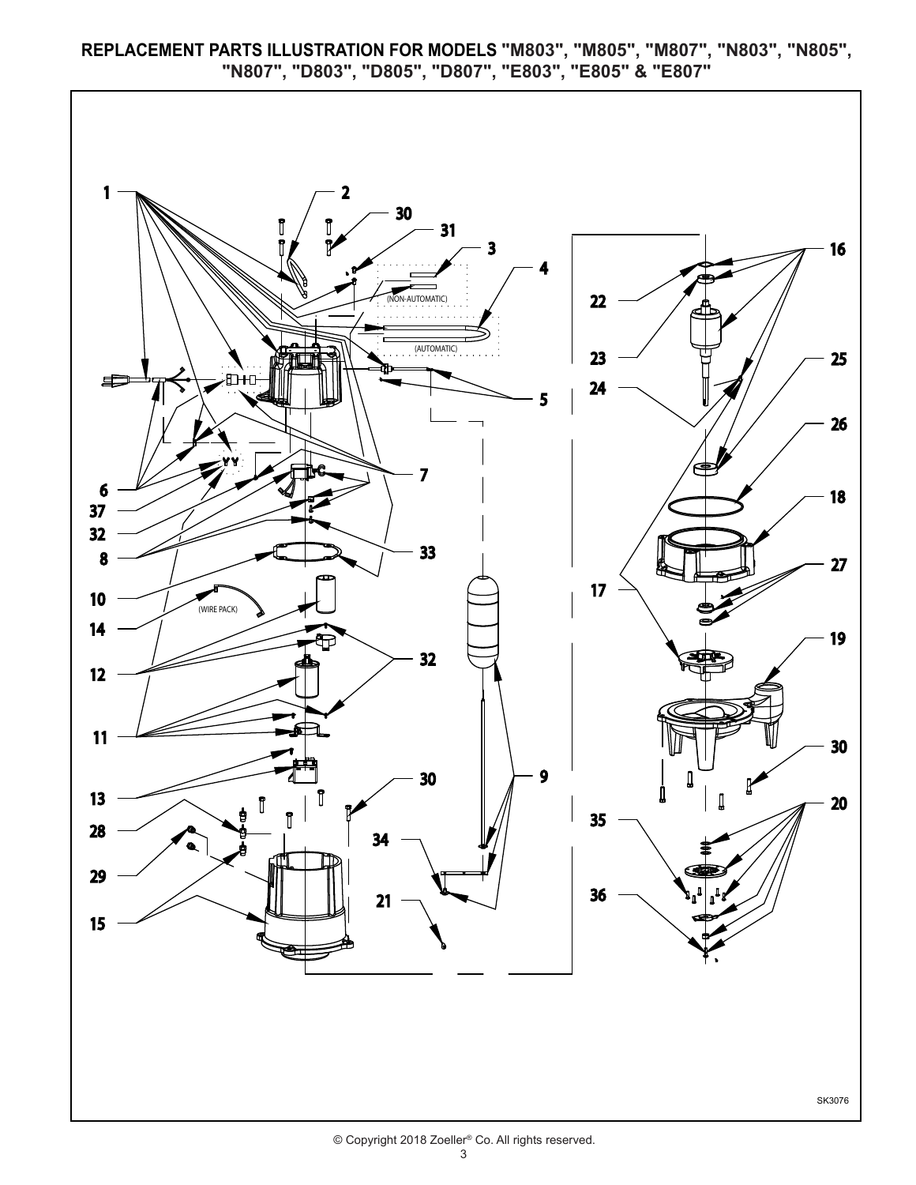# REPLACEMENT PARTS ILLUSTRATION FOR MODELS "M803", "M805", "M807", "N803", "N805", "N807", "D803", "D805", "D807", "E803", "E805" & "E807"

1 2 30 31 3 4 (NON-AUTOMATIC) (AUTOMATIC) 5 6 37 32 8 10 14 12 11 13 28 29 15 7 33 32 9 30 34 21 22 23 24 16 25 26 18 17 27 19 30 20 35 36 (WIRE PACK)

SK3076

© Copyright 2018 Zoeller® Co. All rights reserved.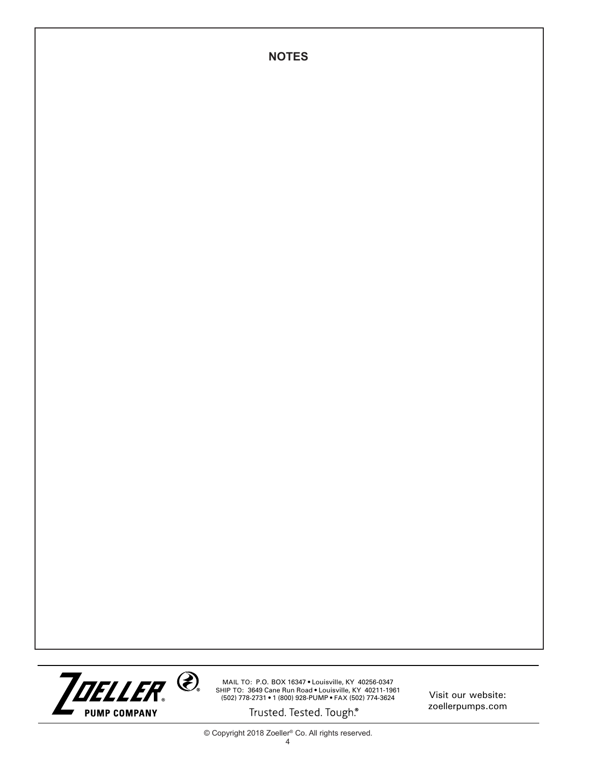## NOTES

ZOELLER® PUMP COMPANY

MAIL TO: P.O. BOX 16347 • Louisville, KY 40256-0347
SHIP TO: 3649 Cane Run Road • Louisville, KY 40211-1961
(502) 778-2731 • 1 (800) 928-PUMP • FAX (502) 774-3624

Trusted. Tested. Tough.®

Visit our website:
zoellerpumps.com

© Copyright 2018 Zoeller® Co. All rights reserved.